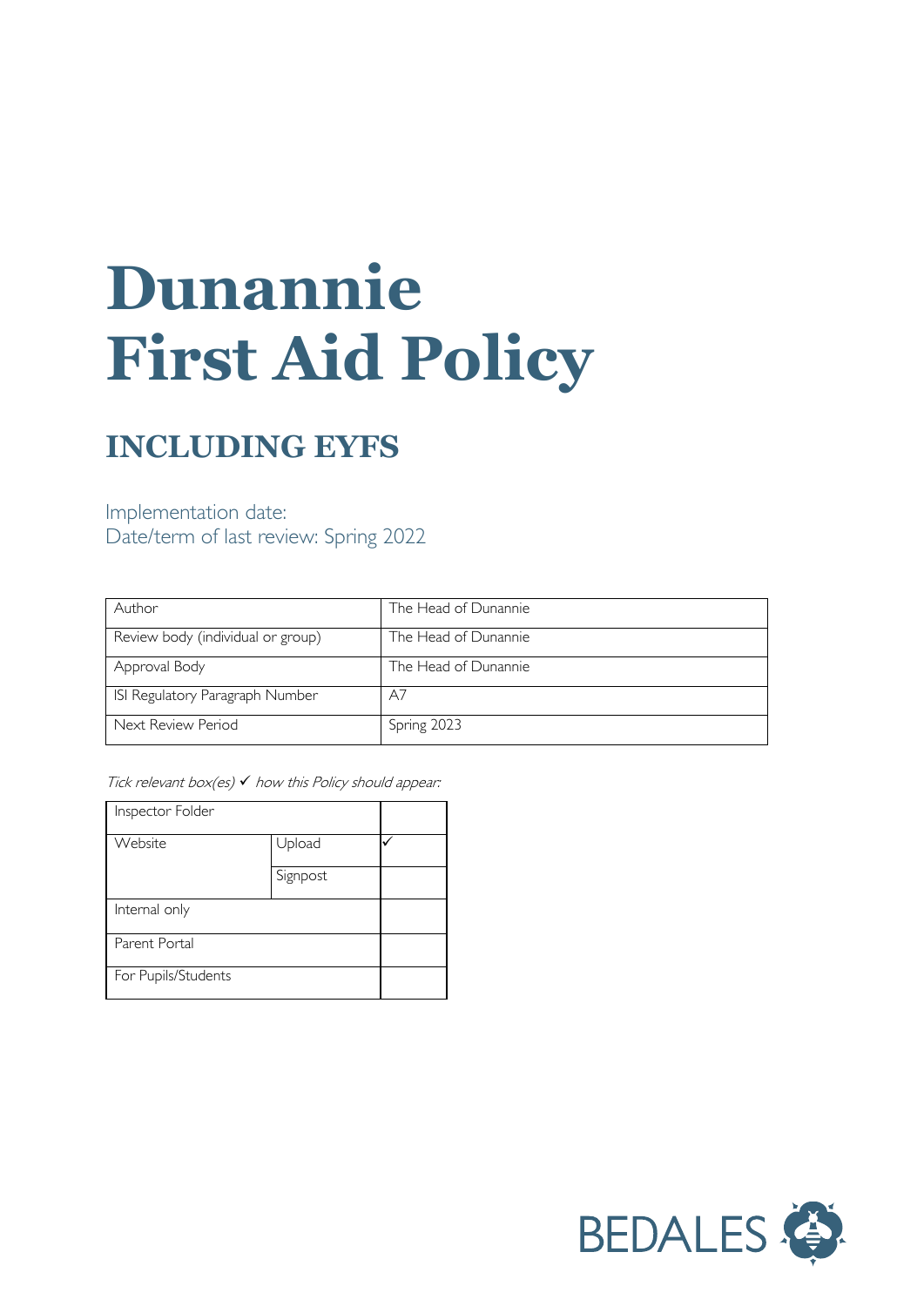# Dunannie First Aid Policy

## INCLUDING EYFS

Implementation date:
Date/term of last review: Spring 2022

| Author | The Head of Dunannie |
|---|---|
| Review body (individual or group) | The Head of Dunannie |
| Approval Body | The Head of Dunannie |
| ISI Regulatory Paragraph Number | A7 |
| Next Review Period | Spring 2023 |

*Tick relevant box(es) ✓ how this Policy should appear:*

| Inspector Folder | | |
|---|---|---|
| Website | Upload | ✓ |
| | Signpost | |
| Internal only | | |
| Parent Portal | | |
| For Pupils/Students | | |

BEDALES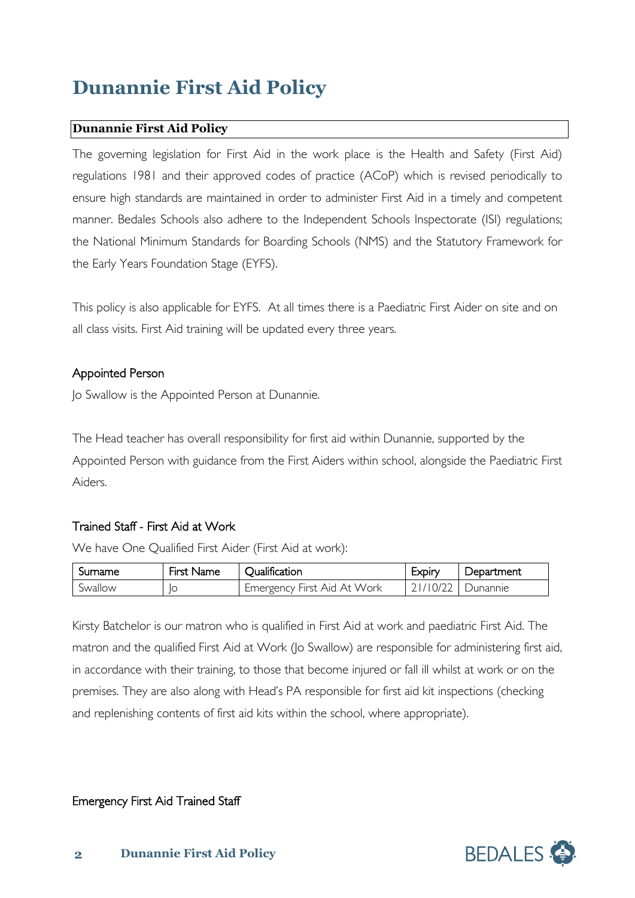# Dunannie First Aid Policy

**Dunannie First Aid Policy**

The governing legislation for First Aid in the work place is the Health and Safety (First Aid) regulations 1981 and their approved codes of practice (ACoP) which is revised periodically to ensure high standards are maintained in order to administer First Aid in a timely and competent manner. Bedales Schools also adhere to the Independent Schools Inspectorate (ISI) regulations; the National Minimum Standards for Boarding Schools (NMS) and the Statutory Framework for the Early Years Foundation Stage (EYFS).

This policy is also applicable for EYFS. At all times there is a Paediatric First Aider on site and on all class visits. First Aid training will be updated every three years.

## Appointed Person

Jo Swallow is the Appointed Person at Dunannie.

The Head teacher has overall responsibility for first aid within Dunannie, supported by the Appointed Person with guidance from the First Aiders within school, alongside the Paediatric First Aiders.

## Trained Staff - First Aid at Work

We have One Qualified First Aider (First Aid at work):

| Surname | First Name | Qualification | Expiry | Department |
|---|---|---|---|---|
| Swallow | Jo | Emergency First Aid At Work | 21/10/22 | Dunannie |

Kirsty Batchelor is our matron who is qualified in First Aid at work and paediatric First Aid. The matron and the qualified First Aid at Work (Jo Swallow) are responsible for administering first aid, in accordance with their training, to those that become injured or fall ill whilst at work or on the premises. They are also along with Head's PA responsible for first aid kit inspections (checking and replenishing contents of first aid kits within the school, where appropriate).

## Emergency First Aid Trained Staff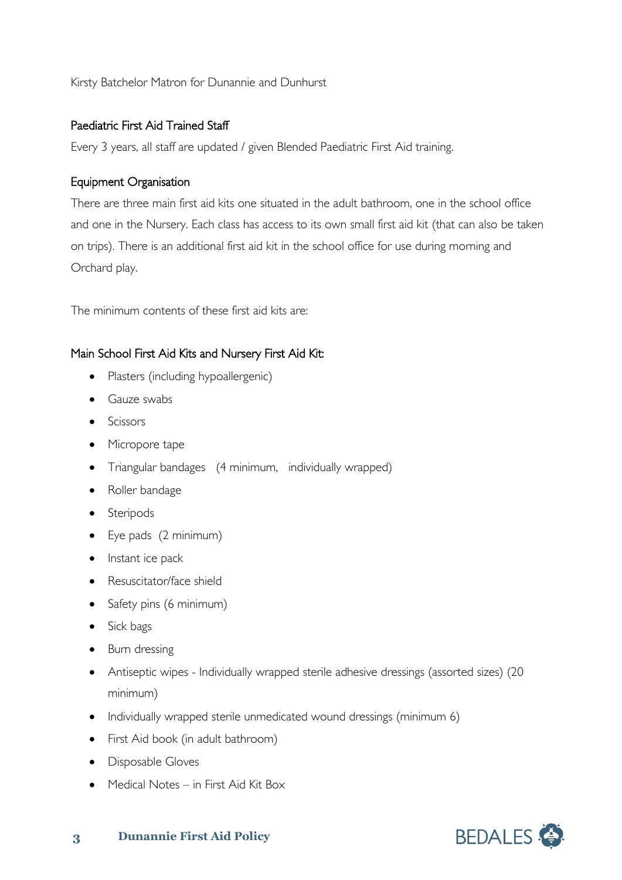Kirsty Batchelor Matron for Dunannie and Dunhurst

### Paediatric First Aid Trained Staff

Every 3 years, all staff are updated / given Blended Paediatric First Aid training.

### Equipment Organisation

There are three main first aid kits one situated in the adult bathroom, one in the school office and one in the Nursery. Each class has access to its own small first aid kit (that can also be taken on trips). There is an additional first aid kit in the school office for use during morning and Orchard play.

The minimum contents of these first aid kits are:

### Main School First Aid Kits and Nursery First Aid Kit:

- Plasters (including hypoallergenic)
- Gauze swabs
- Scissors
- Micropore tape
- Triangular bandages (4 minimum, individually wrapped)
- Roller bandage
- Steripods
- Eye pads (2 minimum)
- Instant ice pack
- Resuscitator/face shield
- Safety pins (6 minimum)
- Sick bags
- Burn dressing
- Antiseptic wipes - Individually wrapped sterile adhesive dressings (assorted sizes) (20 minimum)
- Individually wrapped sterile unmedicated wound dressings (minimum 6)
- First Aid book (in adult bathroom)
- Disposable Gloves
- Medical Notes – in First Aid Kit Box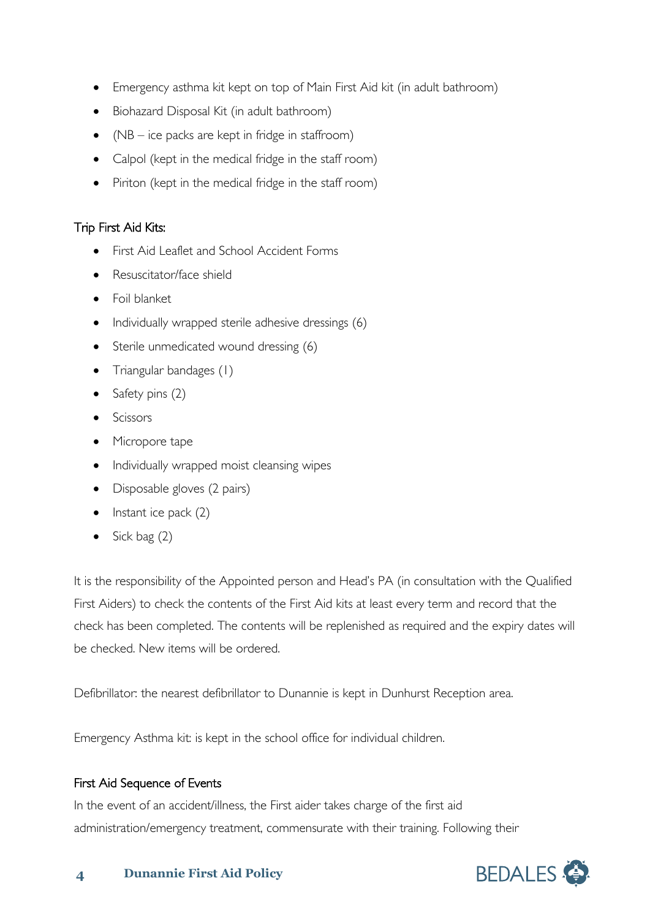- Emergency asthma kit kept on top of Main First Aid kit (in adult bathroom)
- Biohazard Disposal Kit (in adult bathroom)
- (NB – ice packs are kept in fridge in staffroom)
- Calpol (kept in the medical fridge in the staff room)
- Piriton (kept in the medical fridge in the staff room)

Trip First Aid Kits:

- First Aid Leaflet and School Accident Forms
- Resuscitator/face shield
- Foil blanket
- Individually wrapped sterile adhesive dressings (6)
- Sterile unmedicated wound dressing (6)
- Triangular bandages (1)
- Safety pins (2)
- Scissors
- Micropore tape
- Individually wrapped moist cleansing wipes
- Disposable gloves (2 pairs)
- Instant ice pack (2)
- Sick bag (2)

It is the responsibility of the Appointed person and Head's PA (in consultation with the Qualified First Aiders) to check the contents of the First Aid kits at least every term and record that the check has been completed. The contents will be replenished as required and the expiry dates will be checked. New items will be ordered.

Defibrillator: the nearest defibrillator to Dunannie is kept in Dunhurst Reception area.

Emergency Asthma kit: is kept in the school office for individual children.

First Aid Sequence of Events

In the event of an accident/illness, the First aider takes charge of the first aid administration/emergency treatment, commensurate with their training. Following their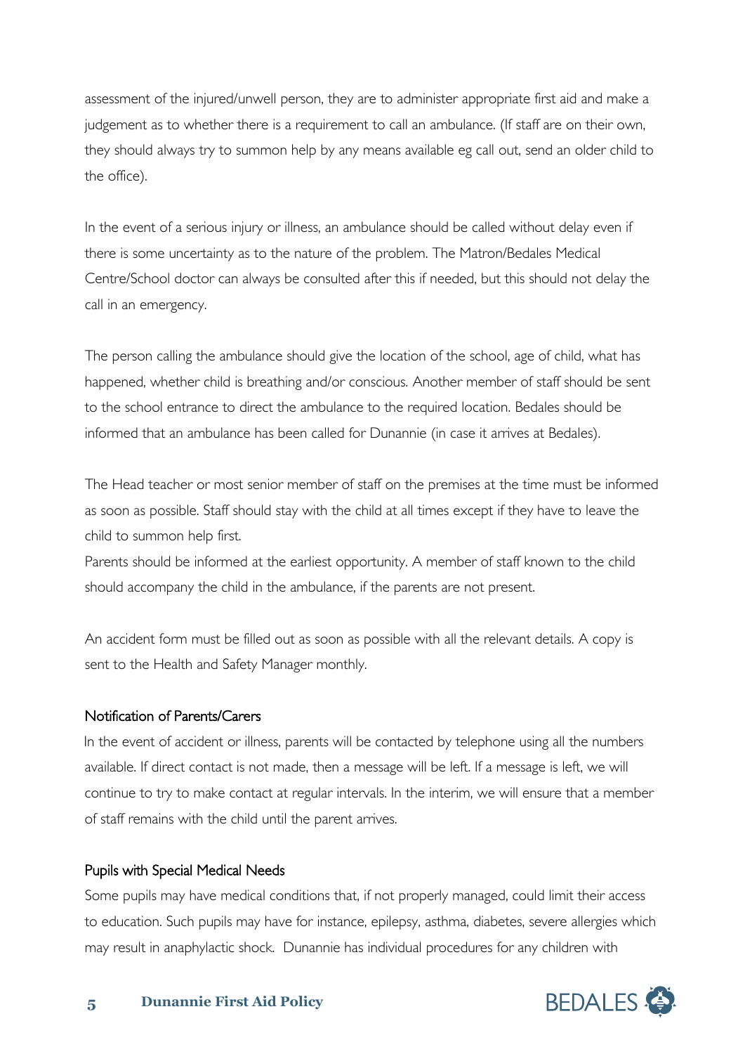assessment of the injured/unwell person, they are to administer appropriate first aid and make a judgement as to whether there is a requirement to call an ambulance. (If staff are on their own, they should always try to summon help by any means available eg call out, send an older child to the office).

In the event of a serious injury or illness, an ambulance should be called without delay even if there is some uncertainty as to the nature of the problem. The Matron/Bedales Medical Centre/School doctor can always be consulted after this if needed, but this should not delay the call in an emergency.

The person calling the ambulance should give the location of the school, age of child, what has happened, whether child is breathing and/or conscious. Another member of staff should be sent to the school entrance to direct the ambulance to the required location. Bedales should be informed that an ambulance has been called for Dunannie (in case it arrives at Bedales).

The Head teacher or most senior member of staff on the premises at the time must be informed as soon as possible. Staff should stay with the child at all times except if they have to leave the child to summon help first.

Parents should be informed at the earliest opportunity. A member of staff known to the child should accompany the child in the ambulance, if the parents are not present.

An accident form must be filled out as soon as possible with all the relevant details. A copy is sent to the Health and Safety Manager monthly.

## Notification of Parents/Carers

In the event of accident or illness, parents will be contacted by telephone using all the numbers available. If direct contact is not made, then a message will be left. If a message is left, we will continue to try to make contact at regular intervals. In the interim, we will ensure that a member of staff remains with the child until the parent arrives.

## Pupils with Special Medical Needs

Some pupils may have medical conditions that, if not properly managed, could limit their access to education. Such pupils may have for instance, epilepsy, asthma, diabetes, severe allergies which may result in anaphylactic shock. Dunannie has individual procedures for any children with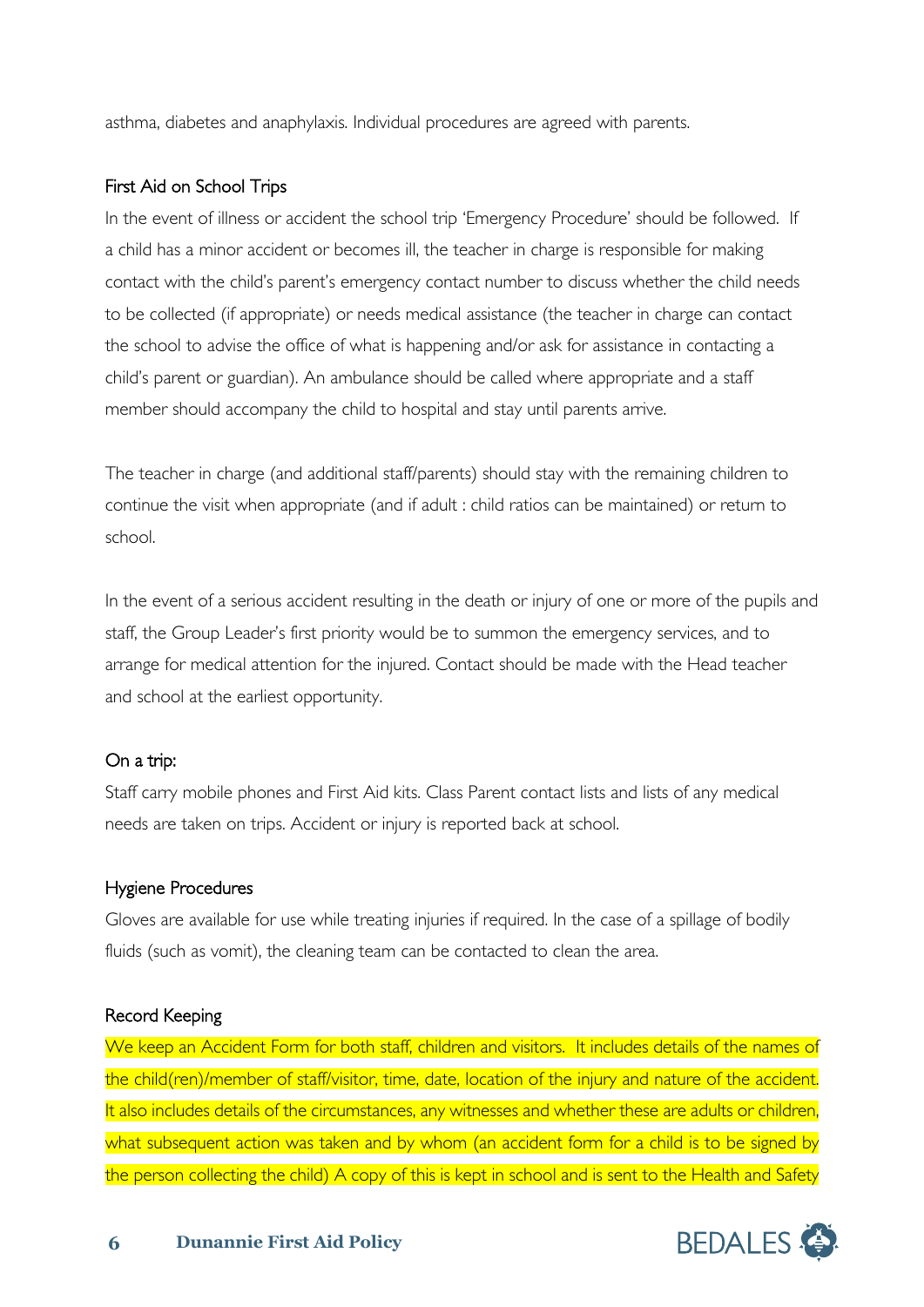asthma, diabetes and anaphylaxis. Individual procedures are agreed with parents.

### First Aid on School Trips

In the event of illness or accident the school trip 'Emergency Procedure' should be followed. If a child has a minor accident or becomes ill, the teacher in charge is responsible for making contact with the child's parent's emergency contact number to discuss whether the child needs to be collected (if appropriate) or needs medical assistance (the teacher in charge can contact the school to advise the office of what is happening and/or ask for assistance in contacting a child's parent or guardian). An ambulance should be called where appropriate and a staff member should accompany the child to hospital and stay until parents arrive.

The teacher in charge (and additional staff/parents) should stay with the remaining children to continue the visit when appropriate (and if adult : child ratios can be maintained) or return to school.

In the event of a serious accident resulting in the death or injury of one or more of the pupils and staff, the Group Leader's first priority would be to summon the emergency services, and to arrange for medical attention for the injured. Contact should be made with the Head teacher and school at the earliest opportunity.

### On a trip:

Staff carry mobile phones and First Aid kits. Class Parent contact lists and lists of any medical needs are taken on trips. Accident or injury is reported back at school.

### Hygiene Procedures

Gloves are available for use while treating injuries if required. In the case of a spillage of bodily fluids (such as vomit), the cleaning team can be contacted to clean the area.

### Record Keeping

We keep an Accident Form for both staff, children and visitors. It includes details of the names of the child(ren)/member of staff/visitor, time, date, location of the injury and nature of the accident. It also includes details of the circumstances, any witnesses and whether these are adults or children, what subsequent action was taken and by whom (an accident form for a child is to be signed by the person collecting the child) A copy of this is kept in school and is sent to the Health and Safety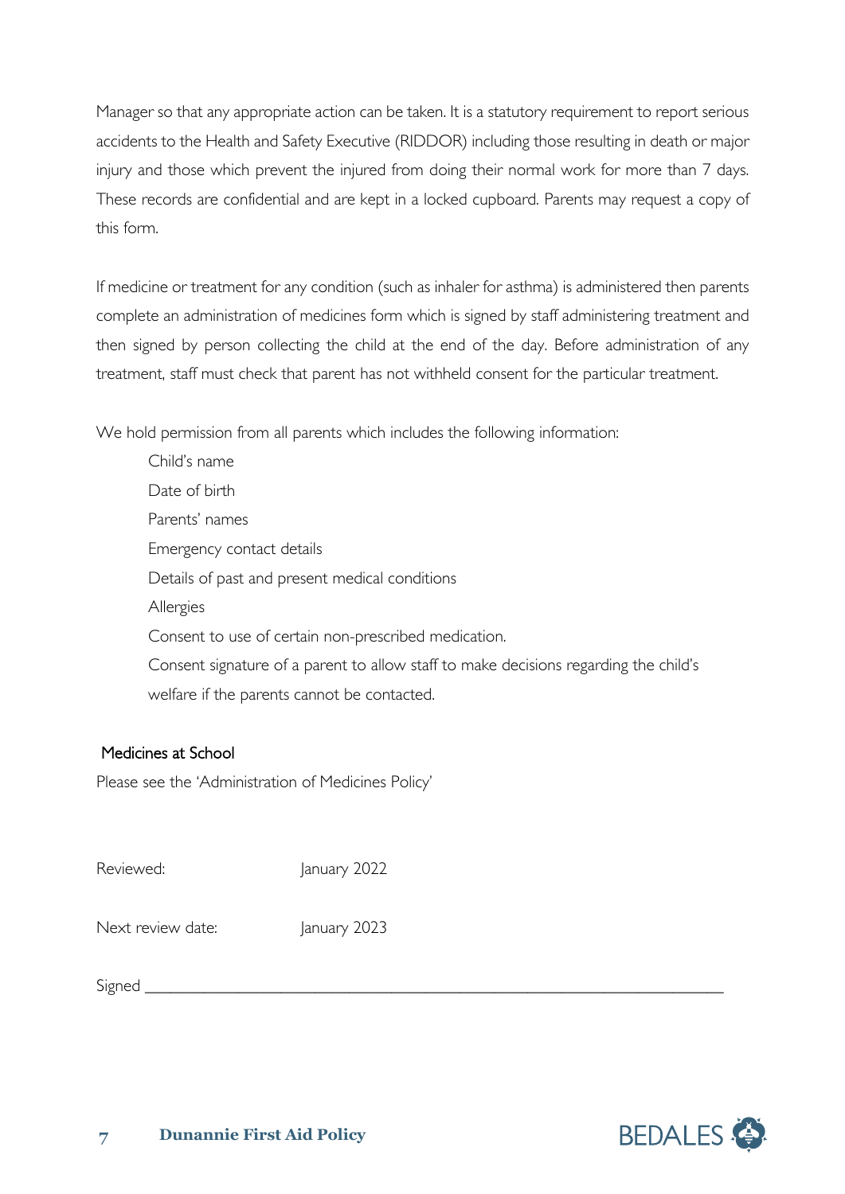Manager so that any appropriate action can be taken. It is a statutory requirement to report serious accidents to the Health and Safety Executive (RIDDOR) including those resulting in death or major injury and those which prevent the injured from doing their normal work for more than 7 days. These records are confidential and are kept in a locked cupboard. Parents may request a copy of this form.

If medicine or treatment for any condition (such as inhaler for asthma) is administered then parents complete an administration of medicines form which is signed by staff administering treatment and then signed by person collecting the child at the end of the day. Before administration of any treatment, staff must check that parent has not withheld consent for the particular treatment.

We hold permission from all parents which includes the following information:

- Child's name
- Date of birth
- Parents' names
- Emergency contact details
- Details of past and present medical conditions
- Allergies
- Consent to use of certain non-prescribed medication.
- Consent signature of a parent to allow staff to make decisions regarding the child's welfare if the parents cannot be contacted.

## Medicines at School

Please see the 'Administration of Medicines Policy'

Reviewed: January 2022

Next review date: January 2023

Signed ___________________________________________________________